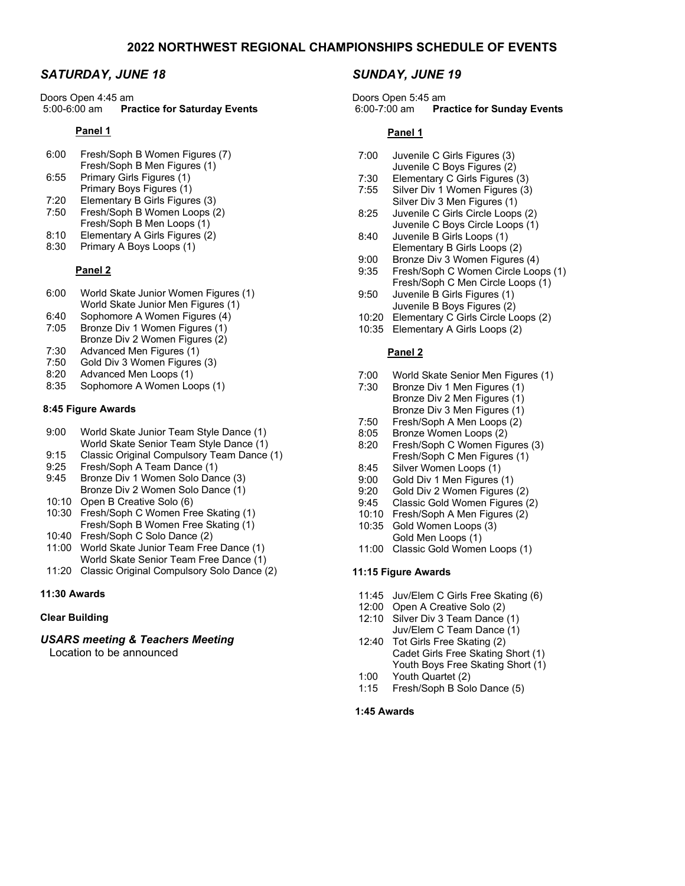# 2022 NORTHWEST REGIONAL CHAMPIONSHIPS SCHEDULE OF EVENTS

## *SATURDAY, JUNE 18*

Doors Open 4:45 am
5:00-6:00 am **Practice for Saturday Events**

### Panel 1

| | |
|---|---|
| 6:00 | Fresh/Soph B Women Figures (7) |
| | Fresh/Soph B Men Figures (1) |
| 6:55 | Primary Girls Figures (1) |
| | Primary Boys Figures (1) |
| 7:20 | Elementary B Girls Figures (3) |
| 7:50 | Fresh/Soph B Women Loops (2) |
| | Fresh/Soph B Men Loops (1) |
| 8:10 | Elementary A Girls Figures (2) |
| 8:30 | Primary A Boys Loops (1) |

### Panel 2

| | |
|---|---|
| 6:00 | World Skate Junior Women Figures (1) |
| | World Skate Junior Men Figures (1) |
| 6:40 | Sophomore A Women Figures (4) |
| 7:05 | Bronze Div 1 Women Figures (1) |
| | Bronze Div 2 Women Figures (2) |
| 7:30 | Advanced Men Figures (1) |
| 7:50 | Gold Div 3 Women Figures (3) |
| 8:20 | Advanced Men Loops (1) |
| 8:35 | Sophomore A Women Loops (1) |

**8:45 Figure Awards**

| | |
|---|---|
| 9:00 | World Skate Junior Team Style Dance (1) |
| | World Skate Senior Team Style Dance (1) |
| 9:15 | Classic Original Compulsory Team Dance (1) |
| 9:25 | Fresh/Soph A Team Dance (1) |
| 9:45 | Bronze Div 1 Women Solo Dance (3) |
| | Bronze Div 2 Women Solo Dance (1) |
| 10:10 | Open B Creative Solo (6) |
| 10:30 | Fresh/Soph C Women Free Skating (1) |
| | Fresh/Soph B Women Free Skating (1) |
| 10:40 | Fresh/Soph C Solo Dance (2) |
| 11:00 | World Skate Junior Team Free Dance (1) |
| | World Skate Senior Team Free Dance (1) |
| 11:20 | Classic Original Compulsory Solo Dance (2) |

**11:30 Awards**

**Clear Building**

***USARS meeting & Teachers Meeting***
Location to be announced

## *SUNDAY, JUNE 19*

Doors Open 5:45 am
6:00-7:00 am **Practice for Sunday Events**

### Panel 1

| | |
|---|---|
| 7:00 | Juvenile C Girls Figures (3) |
| | Juvenile C Boys Figures (2) |
| 7:30 | Elementary C Girls Figures (3) |
| 7:55 | Silver Div 1 Women Figures (3) |
| | Silver Div 3 Men Figures (1) |
| 8:25 | Juvenile C Girls Circle Loops (2) |
| | Juvenile C Boys Circle Loops (1) |
| 8:40 | Juvenile B Girls Loops (1) |
| | Elementary B Girls Loops (2) |
| 9:00 | Bronze Div 3 Women Figures (4) |
| 9:35 | Fresh/Soph C Women Circle Loops (1) |
| | Fresh/Soph C Men Circle Loops (1) |
| 9:50 | Juvenile B Girls Figures (1) |
| | Juvenile B Boys Figures (2) |
| 10:20 | Elementary C Girls Circle Loops (2) |
| 10:35 | Elementary A Girls Loops (2) |

### Panel 2

| | |
|---|---|
| 7:00 | World Skate Senior Men Figures (1) |
| 7:30 | Bronze Div 1 Men Figures (1) |
| | Bronze Div 2 Men Figures (1) |
| | Bronze Div 3 Men Figures (1) |
| 7:50 | Fresh/Soph A Men Loops (2) |
| 8:05 | Bronze Women Loops (2) |
| 8:20 | Fresh/Soph C Women Figures (3) |
| | Fresh/Soph C Men Figures (1) |
| 8:45 | Silver Women Loops (1) |
| 9:00 | Gold Div 1 Men Figures (1) |
| 9:20 | Gold Div 2 Women Figures (2) |
| 9:45 | Classic Gold Women Figures (2) |
| 10:10 | Fresh/Soph A Men Figures (2) |
| 10:35 | Gold Women Loops (3) |
| | Gold Men Loops (1) |
| 11:00 | Classic Gold Women Loops (1) |

**11:15 Figure Awards**

| | |
|---|---|
| 11:45 | Juv/Elem C Girls Free Skating (6) |
| 12:00 | Open A Creative Solo (2) |
| 12:10 | Silver Div 3 Team Dance (1) |
| | Juv/Elem C Team Dance (1) |
| 12:40 | Tot Girls Free Skating (2) |
| | Cadet Girls Free Skating Short (1) |
| | Youth Boys Free Skating Short (1) |
| 1:00 | Youth Quartet (2) |
| 1:15 | Fresh/Soph B Solo Dance (5) |

**1:45 Awards**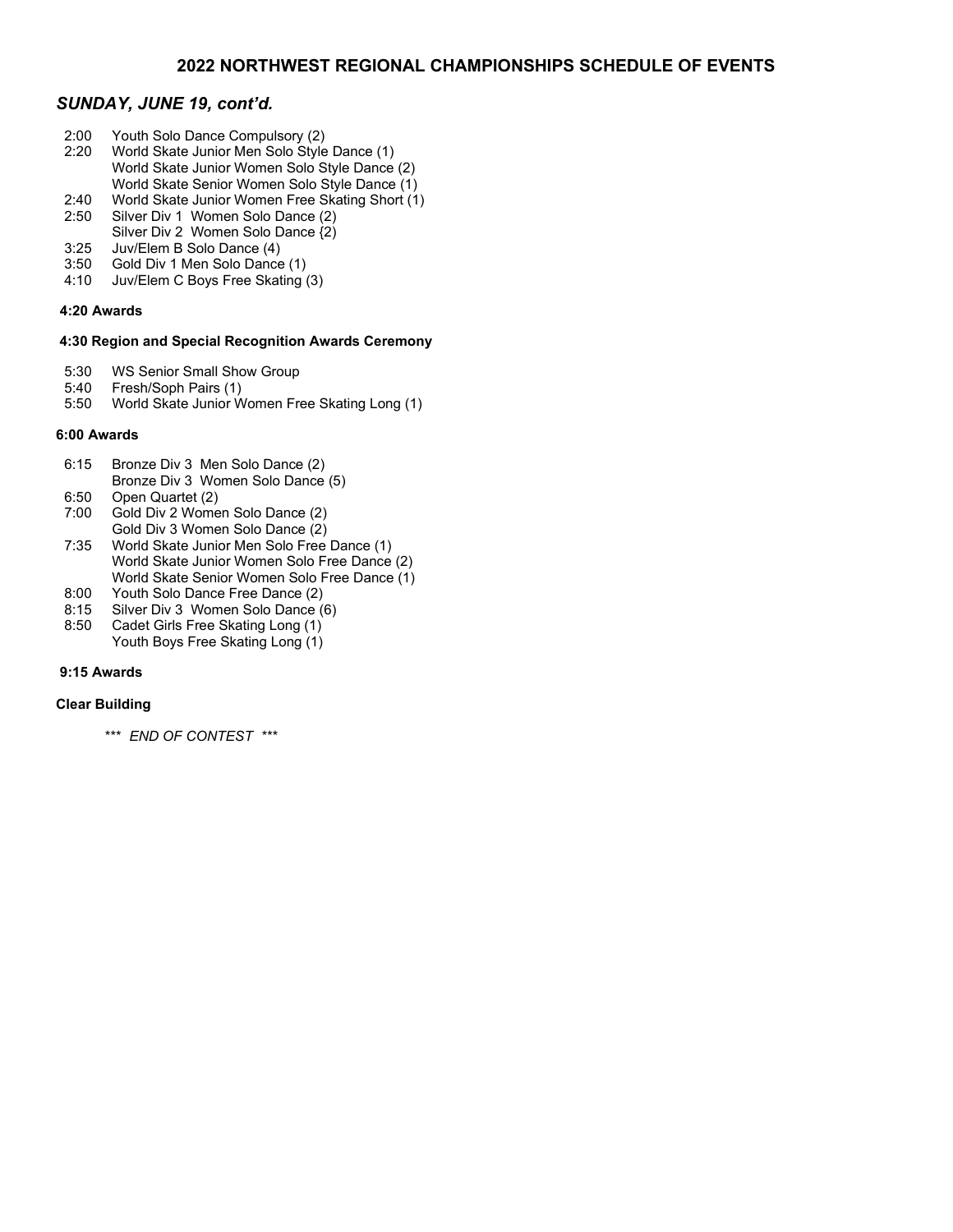# 2022 NORTHWEST REGIONAL CHAMPIONSHIPS SCHEDULE OF EVENTS

## *SUNDAY, JUNE 19, cont'd.*

2:00 Youth Solo Dance Compulsory (2)
2:20 World Skate Junior Men Solo Style Dance (1)
World Skate Junior Women Solo Style Dance (2)
World Skate Senior Women Solo Style Dance (1)
2:40 World Skate Junior Women Free Skating Short (1)
2:50 Silver Div 1 Women Solo Dance (2)
Silver Div 2 Women Solo Dance {2)
3:25 Juv/Elem B Solo Dance (4)
3:50 Gold Div 1 Men Solo Dance (1)
4:10 Juv/Elem C Boys Free Skating (3)

**4:20 Awards**

**4:30 Region and Special Recognition Awards Ceremony**

5:30 WS Senior Small Show Group
5:40 Fresh/Soph Pairs (1)
5:50 World Skate Junior Women Free Skating Long (1)

**6:00 Awards**

6:15 Bronze Div 3 Men Solo Dance (2)
Bronze Div 3 Women Solo Dance (5)
6:50 Open Quartet (2)
7:00 Gold Div 2 Women Solo Dance (2)
Gold Div 3 Women Solo Dance (2)
7:35 World Skate Junior Men Solo Free Dance (1)
World Skate Junior Women Solo Free Dance (2)
World Skate Senior Women Solo Free Dance (1)
8:00 Youth Solo Dance Free Dance (2)
8:15 Silver Div 3 Women Solo Dance (6)
8:50 Cadet Girls Free Skating Long (1)
Youth Boys Free Skating Long (1)

**9:15 Awards**

**Clear Building**

*** *END OF CONTEST* ***